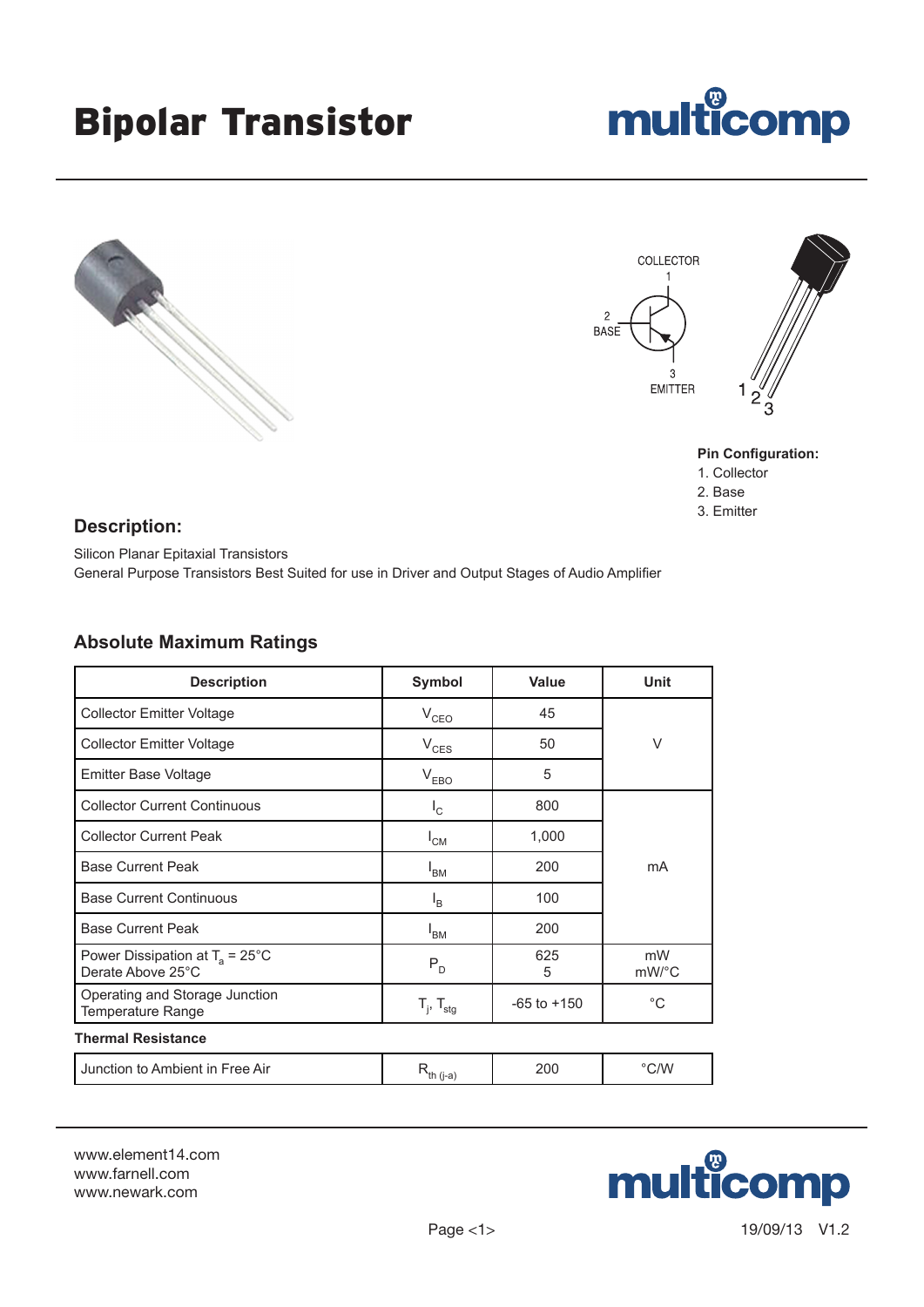# Bipolar Transistor

COLLECTOR
1

2
BASE

3
EMITTER

1 2 3

**Pin Configuration:**

1. Collector
2. Base
3. Emitter

## Description:

Silicon Planar Epitaxial Transistors
General Purpose Transistors Best Suited for use in Driver and Output Stages of Audio Amplifier

## Absolute Maximum Ratings

| Description | Symbol | Value | Unit |
|---|---|---|---|
| Collector Emitter Voltage | $V_{CEO}$ | 45 | V |
| Collector Emitter Voltage | $V_{CES}$ | 50 | V |
| Emitter Base Voltage | $V_{EBO}$ | 5 | V |
| Collector Current Continuous | $I_C$ | 800 | mA |
| Collector Current Peak | $I_{CM}$ | 1,000 | mA |
| Base Current Peak | $I_{BM}$ | 200 | mA |
| Base Current Continuous | $I_B$ | 100 | mA |
| Base Current Peak | $I_{BM}$ | 200 | mA |
| Power Dissipation at $T_a$ = 25°C<br>Derate Above 25°C | $P_D$ | 625<br>5 | mW<br>mW/°C |
| Operating and Storage Junction Temperature Range | $T_j$, $T_{stg}$ | -65 to +150 | °C |
| **Thermal Resistance** | | | |
| Junction to Ambient in Free Air | $R_{th\ (j-a)}$ | 200 | °C/W |

www.element14.com
www.farnell.com
www.newark.com

19/09/13 V1.2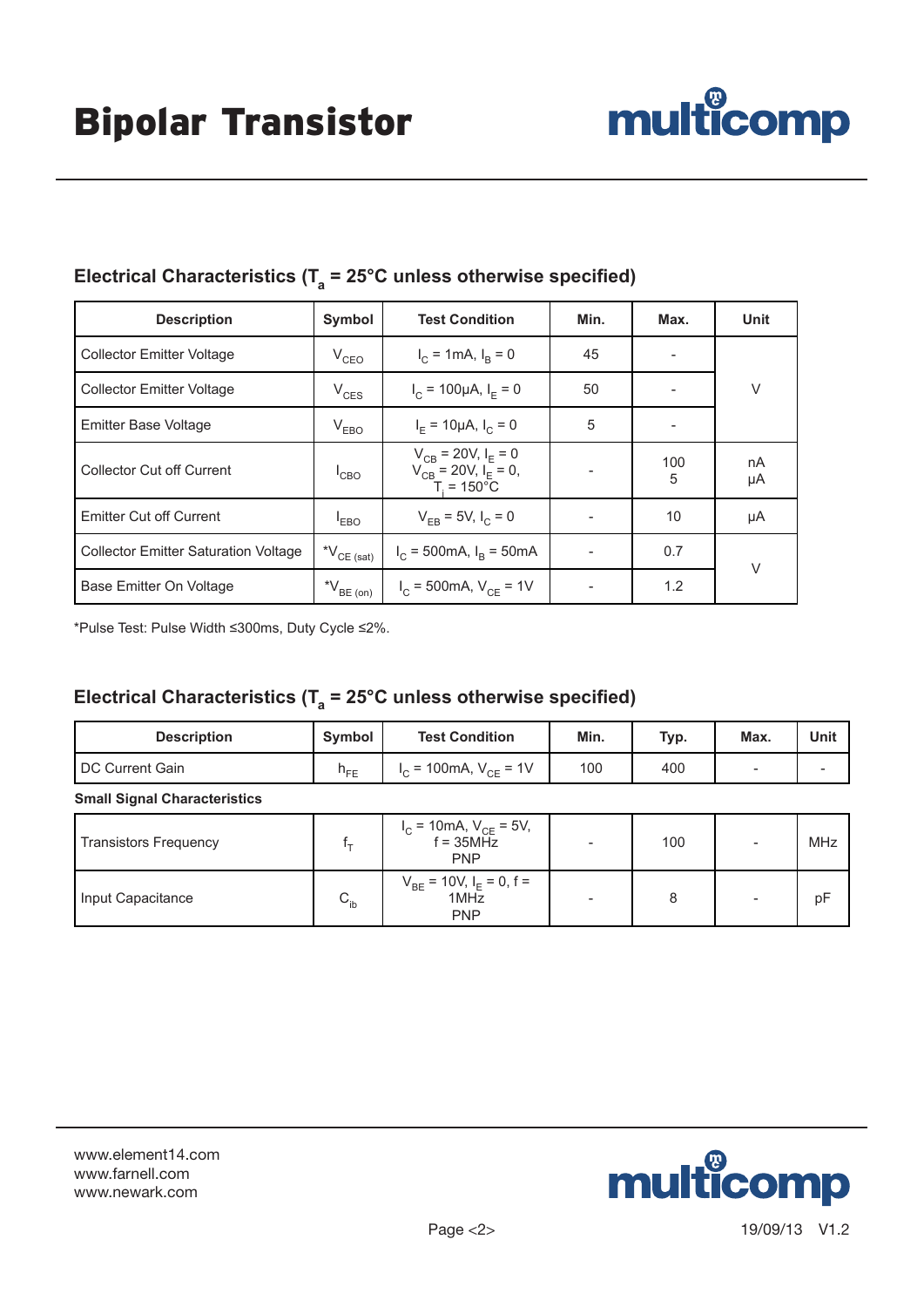# Bipolar Transistor

## Electrical Characteristics ($T_a$ = 25°C unless otherwise specified)

| Description | Symbol | Test Condition | Min. | Max. | Unit |
|---|---|---|---|---|---|
| Collector Emitter Voltage | $V_{CEO}$ | $I_C$ = 1mA, $I_B$ = 0 | 45 | - | V |
| Collector Emitter Voltage | $V_{CES}$ | $I_C$ = 100μA, $I_E$ = 0 | 50 | - | V |
| Emitter Base Voltage | $V_{EBO}$ | $I_E$ = 10μA, $I_C$ = 0 | 5 | - | V |
| Collector Cut off Current | $I_{CBO}$ | $V_{CB}$ = 20V, $I_E$ = 0<br>$V_{CB}$ = 20V, $I_E$ = 0, $T_j$ = 150°C | - | 100<br>5 | nA<br>μA |
| Emitter Cut off Current | $I_{EBO}$ | $V_{EB}$ = 5V, $I_C$ = 0 | - | 10 | μA |
| Collector Emitter Saturation Voltage | *$V_{CE\ (sat)}$ | $I_C$ = 500mA, $I_B$ = 50mA | - | 0.7 | V |
| Base Emitter On Voltage | *$V_{BE\ (on)}$ | $I_C$ = 500mA, $V_{CE}$ = 1V | - | 1.2 | V |

*Pulse Test: Pulse Width ≤300ms, Duty Cycle ≤2%.

## Electrical Characteristics ($T_a$ = 25°C unless otherwise specified)

| Description | Symbol | Test Condition | Min. | Typ. | Max. | Unit |
|---|---|---|---|---|---|---|
| DC Current Gain | $h_{FE}$ | $I_C$ = 100mA, $V_{CE}$ = 1V | 100 | 400 | - | - |
| **Small Signal Characteristics** | | | | | | |
| Transistors Frequency | $f_T$ | $I_C$ = 10mA, $V_{CE}$ = 5V, f = 35MHz PNP | - | 100 | - | MHz |
| Input Capacitance | $C_{ib}$ | $V_{BE}$ = 10V, $I_E$ = 0, f = 1MHz PNP | - | 8 | - | pF |

www.element14.com
www.farnell.com
www.newark.com

19/09/13 V1.2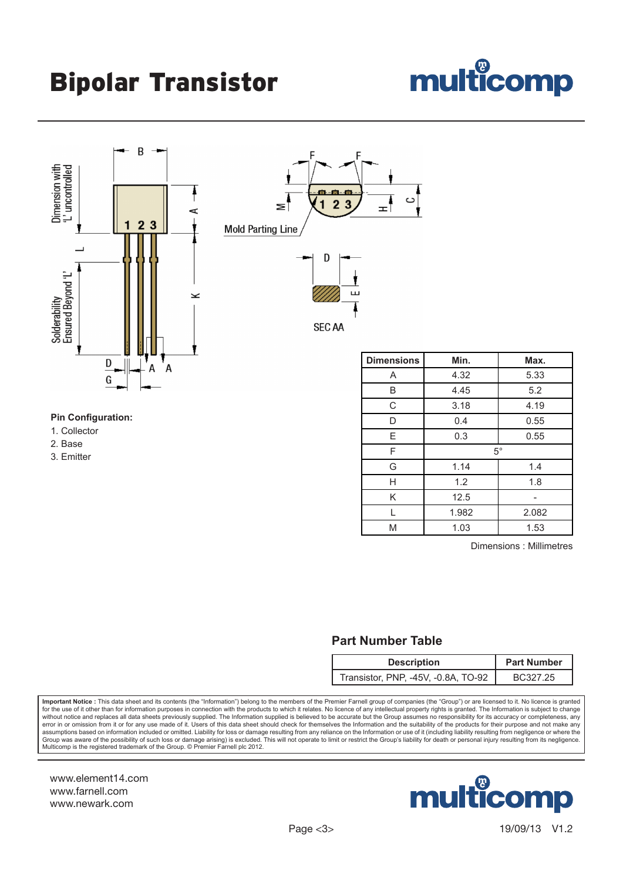# Bipolar Transistor

Dimension with 'L' uncontrolled

Solderability Ensured Beyond 'L'

Mold Parting Line

SEC AA

**Pin Configuration:**

1. Collector
2. Base
3. Emitter

| Dimensions | Min. | Max. |
|---|---|---|
| A | 4.32 | 5.33 |
| B | 4.45 | 5.2 |
| C | 3.18 | 4.19 |
| D | 0.4 | 0.55 |
| E | 0.3 | 0.55 |
| F | 5° | |
| G | 1.14 | 1.4 |
| H | 1.2 | 1.8 |
| K | 12.5 | - |
| L | 1.982 | 2.082 |
| M | 1.03 | 1.53 |

Dimensions : Millimetres

## Part Number Table

| Description | Part Number |
|---|---|
| Transistor, PNP, -45V, -0.8A, TO-92 | BC327.25 |

**Important Notice :** This data sheet and its contents (the "Information") belong to the members of the Premier Farnell group of companies (the "Group") or are licensed to it. No licence is granted for the use of it other than for information purposes in connection with the products to which it relates. No licence of any intellectual property rights is granted. The Information is subject to change without notice and replaces all data sheets previously supplied. The Information supplied is believed to be accurate but the Group assumes no responsibility for its accuracy or completeness, any error in or omission from it or for any use made of it. Users of this data sheet should check for themselves the Information and the suitability of the products for their purpose and not make any assumptions based on information included or omitted. Liability for loss or damage resulting from any reliance on the Information or use of it (including liability resulting from negligence or where the Group was aware of the possibility of such loss or damage arising) is excluded. This will not operate to limit or restrict the Group's liability for death or personal injury resulting from its negligence. Multicomp is the registered trademark of the Group. © Premier Farnell plc 2012.

www.element14.com
www.farnell.com
www.newark.com

19/09/13 V1.2